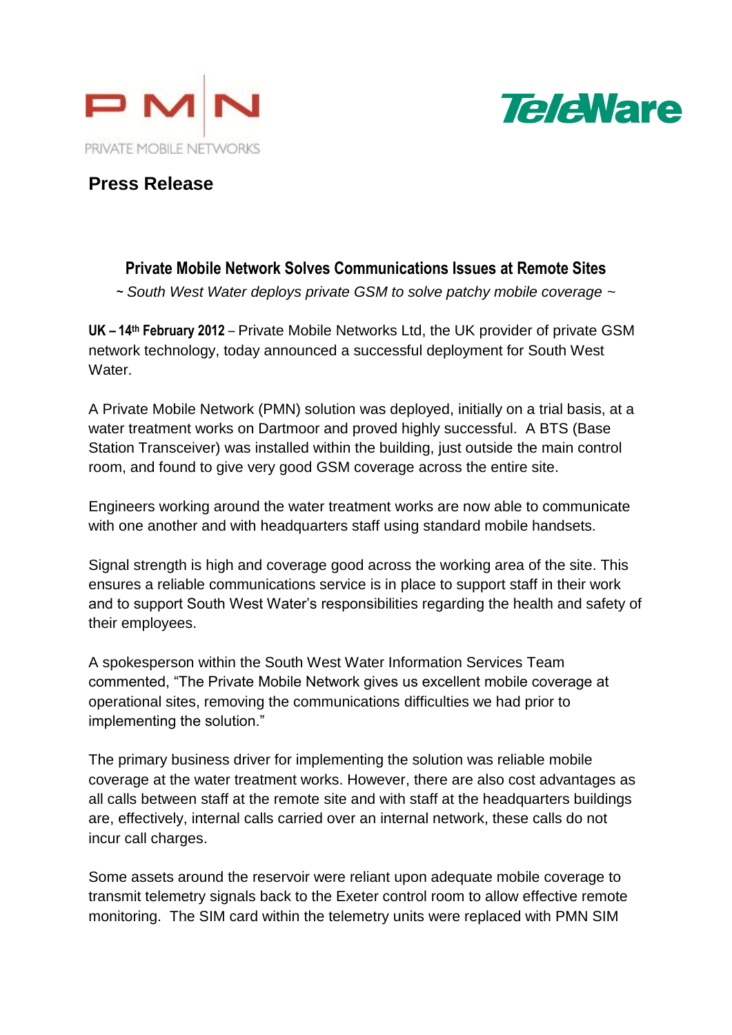PMN

PRIVATE MOBILE NETWORKS

TeleWare

## Press Release

### Private Mobile Network Solves Communications Issues at Remote Sites

*~ South West Water deploys private GSM to solve patchy mobile coverage ~*

**UK – 14th February 2012** – Private Mobile Networks Ltd, the UK provider of private GSM network technology, today announced a successful deployment for South West Water.

A Private Mobile Network (PMN) solution was deployed, initially on a trial basis, at a water treatment works on Dartmoor and proved highly successful. A BTS (Base Station Transceiver) was installed within the building, just outside the main control room, and found to give very good GSM coverage across the entire site.

Engineers working around the water treatment works are now able to communicate with one another and with headquarters staff using standard mobile handsets.

Signal strength is high and coverage good across the working area of the site. This ensures a reliable communications service is in place to support staff in their work and to support South West Water's responsibilities regarding the health and safety of their employees.

A spokesperson within the South West Water Information Services Team commented, "The Private Mobile Network gives us excellent mobile coverage at operational sites, removing the communications difficulties we had prior to implementing the solution."

The primary business driver for implementing the solution was reliable mobile coverage at the water treatment works. However, there are also cost advantages as all calls between staff at the remote site and with staff at the headquarters buildings are, effectively, internal calls carried over an internal network, these calls do not incur call charges.

Some assets around the reservoir were reliant upon adequate mobile coverage to transmit telemetry signals back to the Exeter control room to allow effective remote monitoring. The SIM card within the telemetry units were replaced with PMN SIM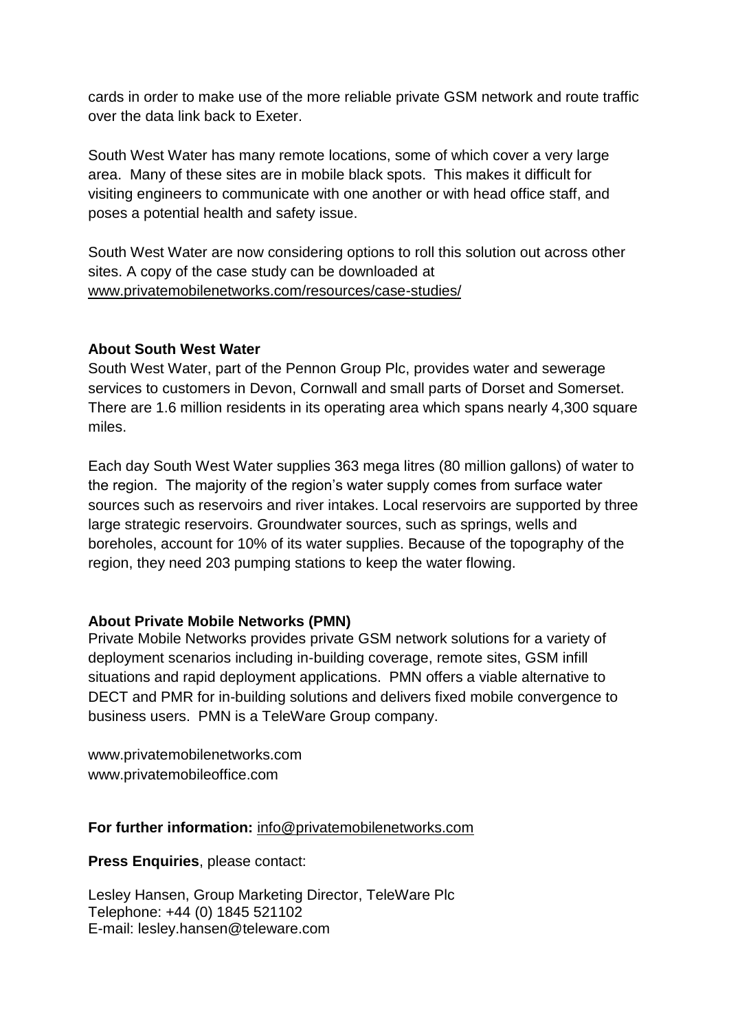cards in order to make use of the more reliable private GSM network and route traffic over the data link back to Exeter.

South West Water has many remote locations, some of which cover a very large area. Many of these sites are in mobile black spots. This makes it difficult for visiting engineers to communicate with one another or with head office staff, and poses a potential health and safety issue.

South West Water are now considering options to roll this solution out across other sites. A copy of the case study can be downloaded at www.privatemobilenetworks.com/resources/case-studies/

**About South West Water**
South West Water, part of the Pennon Group Plc, provides water and sewerage services to customers in Devon, Cornwall and small parts of Dorset and Somerset. There are 1.6 million residents in its operating area which spans nearly 4,300 square miles.

Each day South West Water supplies 363 mega litres (80 million gallons) of water to the region. The majority of the region's water supply comes from surface water sources such as reservoirs and river intakes. Local reservoirs are supported by three large strategic reservoirs. Groundwater sources, such as springs, wells and boreholes, account for 10% of its water supplies. Because of the topography of the region, they need 203 pumping stations to keep the water flowing.

**About Private Mobile Networks (PMN)**
Private Mobile Networks provides private GSM network solutions for a variety of deployment scenarios including in-building coverage, remote sites, GSM infill situations and rapid deployment applications. PMN offers a viable alternative to DECT and PMR for in-building solutions and delivers fixed mobile convergence to business users. PMN is a TeleWare Group company.

www.privatemobilenetworks.com
www.privatemobileoffice.com

**For further information:** info@privatemobilenetworks.com

**Press Enquiries**, please contact:

Lesley Hansen, Group Marketing Director, TeleWare Plc
Telephone: +44 (0) 1845 521102
E-mail: lesley.hansen@teleware.com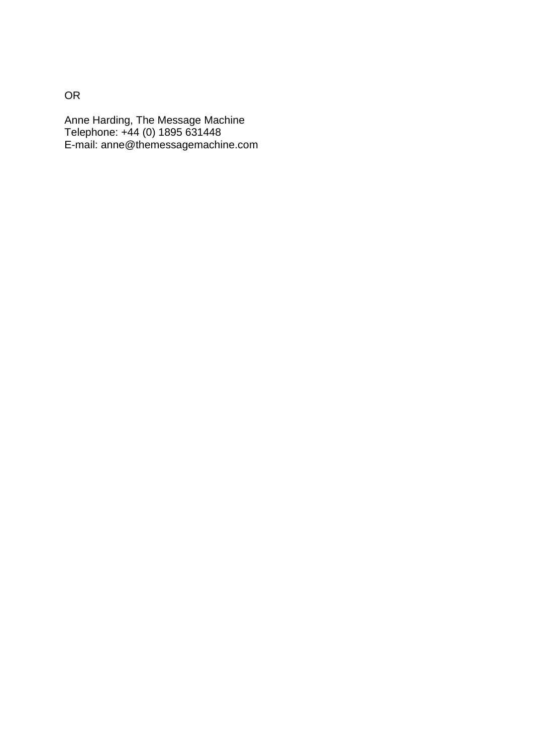OR

Anne Harding, The Message Machine
Telephone: +44 (0) 1895 631448
E-mail: anne@themessagemachine.com